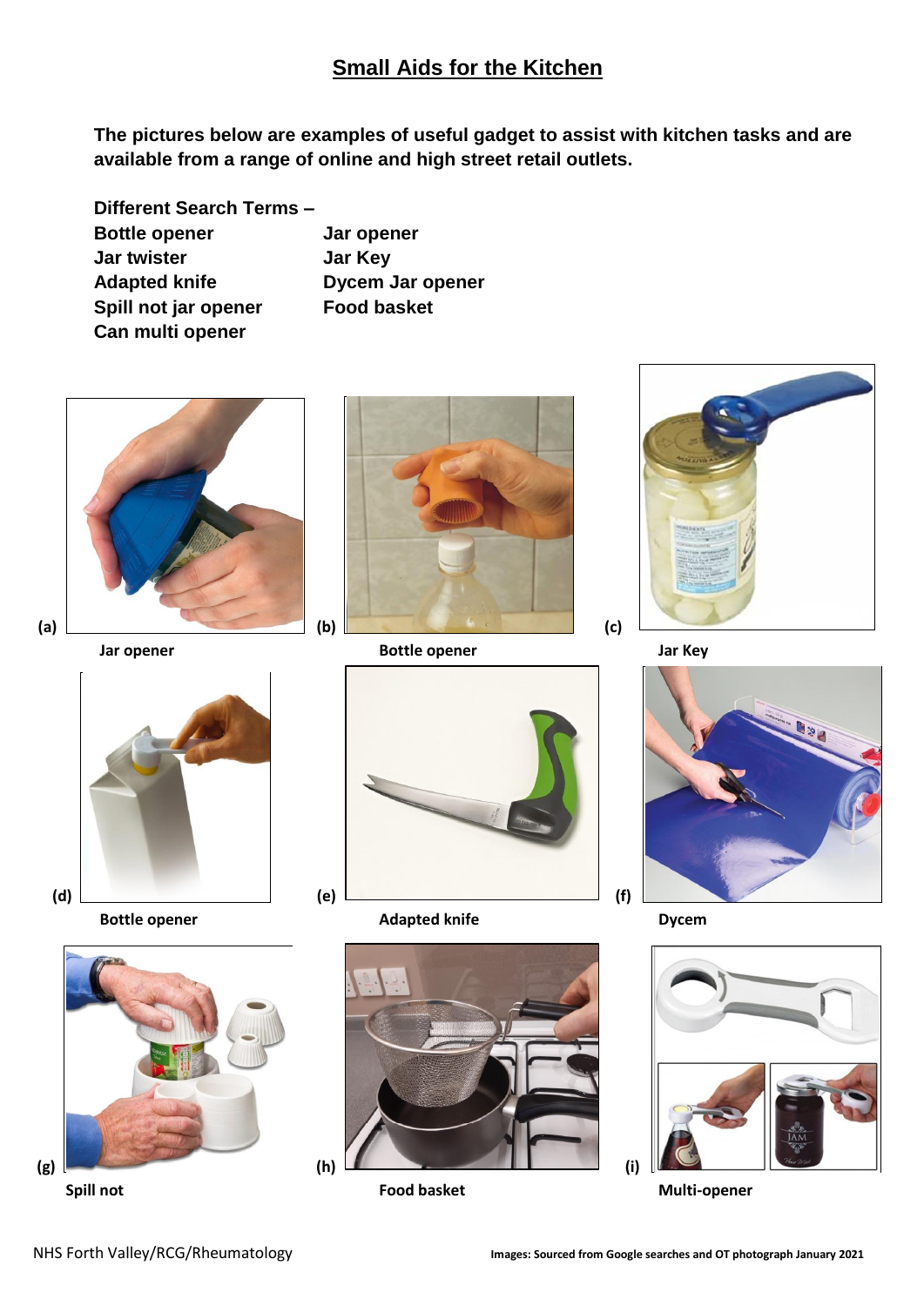# Small Aids for the Kitchen

**The pictures below are examples of useful gadget to assist with kitchen tasks and are available from a range of online and high street retail outlets.**

**Different Search Terms –**

| | |
|---|---|
| **Bottle opener** | **Jar opener** |
| **Jar twister** | **Jar Key** |
| **Adapted knife** | **Dycem Jar opener** |
| **Spill not jar opener** | **Food basket** |
| **Can multi opener** | |

**(a)** Jar opener

**(b)** Bottle opener

**(c)** Jar Key

**(d)** Bottle opener

**(e)** Adapted knife

**(f)** Dycem

**(g)** Spill not

**(h)** Food basket

**(i)** Multi-opener

NHS Forth Valley/RCG/Rheumatology

**Images: Sourced from Google searches and OT photograph January 2021**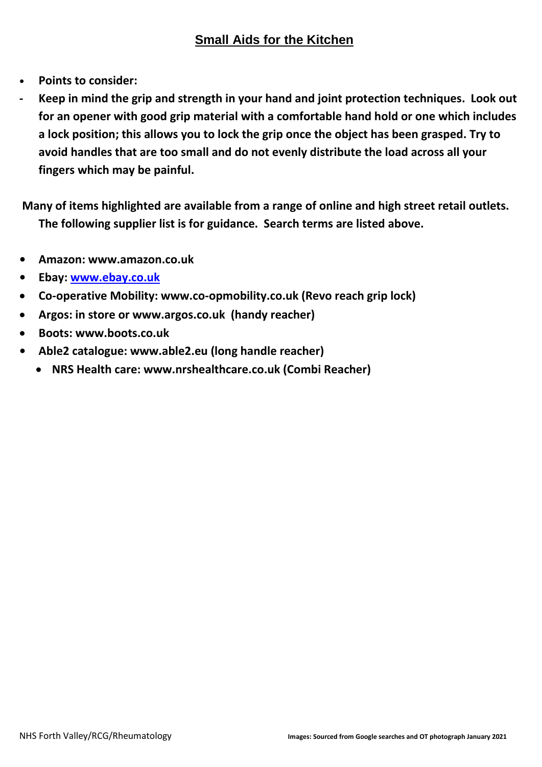## Small Aids for the Kitchen

- **Points to consider:**

- **Keep in mind the grip and strength in your hand and joint protection techniques. Look out for an opener with good grip material with a comfortable hand hold or one which includes a lock position; this allows you to lock the grip once the object has been grasped. Try to avoid handles that are too small and do not evenly distribute the load across all your fingers which may be painful.**

**Many of items highlighted are available from a range of online and high street retail outlets. The following supplier list is for guidance. Search terms are listed above.**

- **Amazon: www.amazon.co.uk**
- **Ebay: www.ebay.co.uk**
- **Co-operative Mobility: www.co-opmobility.co.uk (Revo reach grip lock)**
- **Argos: in store or www.argos.co.uk (handy reacher)**
- **Boots: www.boots.co.uk**
- **Able2 catalogue: www.able2.eu (long handle reacher)**
  - **NRS Health care: www.nrshealthcare.co.uk (Combi Reacher)**

NHS Forth Valley/RCG/Rheumatology

**Images: Sourced from Google searches and OT photograph January 2021**